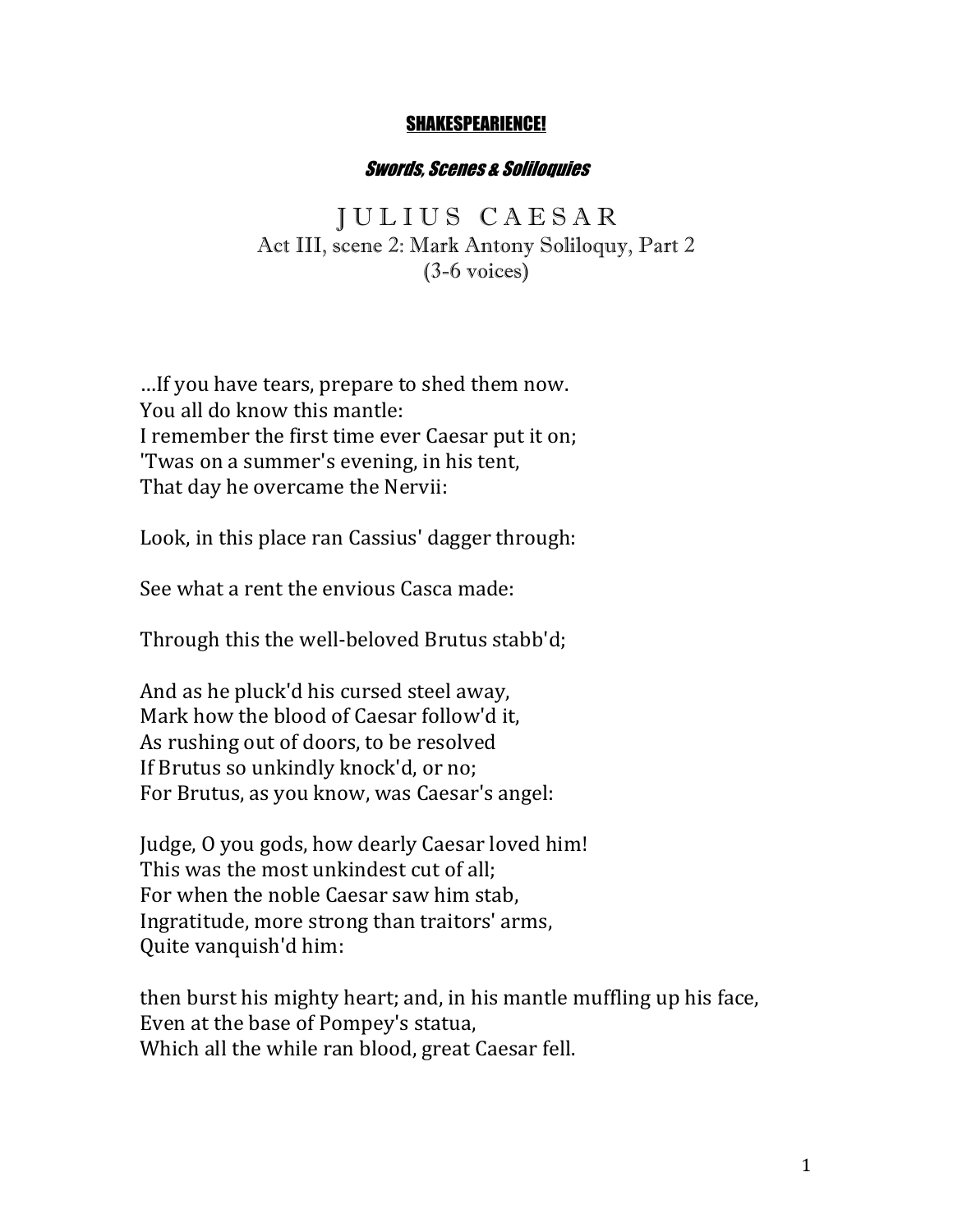**SHAKESPEARIENCE!**

***Swords, Scenes & Soliloquies***

# JULIUS CAESAR

## Act III, scene 2: Mark Antony Soliloquy, Part 2
## (3-6 voices)

…If you have tears, prepare to shed them now.
You all do know this mantle:
I remember the first time ever Caesar put it on;
'Twas on a summer's evening, in his tent,
That day he overcame the Nervii:

Look, in this place ran Cassius' dagger through:

See what a rent the envious Casca made:

Through this the well-beloved Brutus stabb'd;

And as he pluck'd his cursed steel away,
Mark how the blood of Caesar follow'd it,
As rushing out of doors, to be resolved
If Brutus so unkindly knock'd, or no;
For Brutus, as you know, was Caesar's angel:

Judge, O you gods, how dearly Caesar loved him!
This was the most unkindest cut of all;
For when the noble Caesar saw him stab,
Ingratitude, more strong than traitors' arms,
Quite vanquish'd him:

then burst his mighty heart; and, in his mantle muffling up his face,
Even at the base of Pompey's statua,
Which all the while ran blood, great Caesar fell.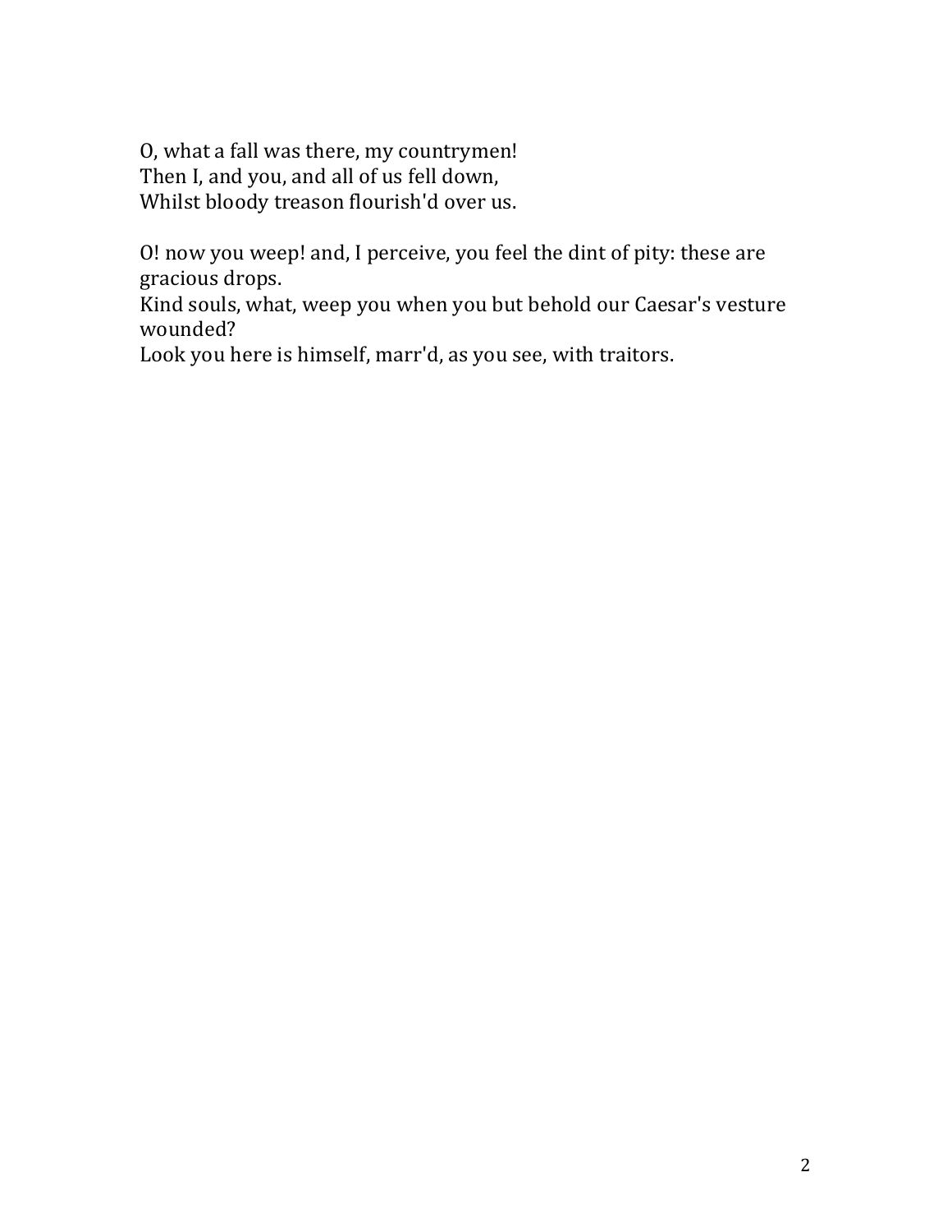O, what a fall was there, my countrymen!
Then I, and you, and all of us fell down,
Whilst bloody treason flourish'd over us.

O! now you weep! and, I perceive, you feel the dint of pity: these are gracious drops.
Kind souls, what, weep you when you but behold our Caesar's vesture wounded?
Look you here is himself, marr'd, as you see, with traitors.